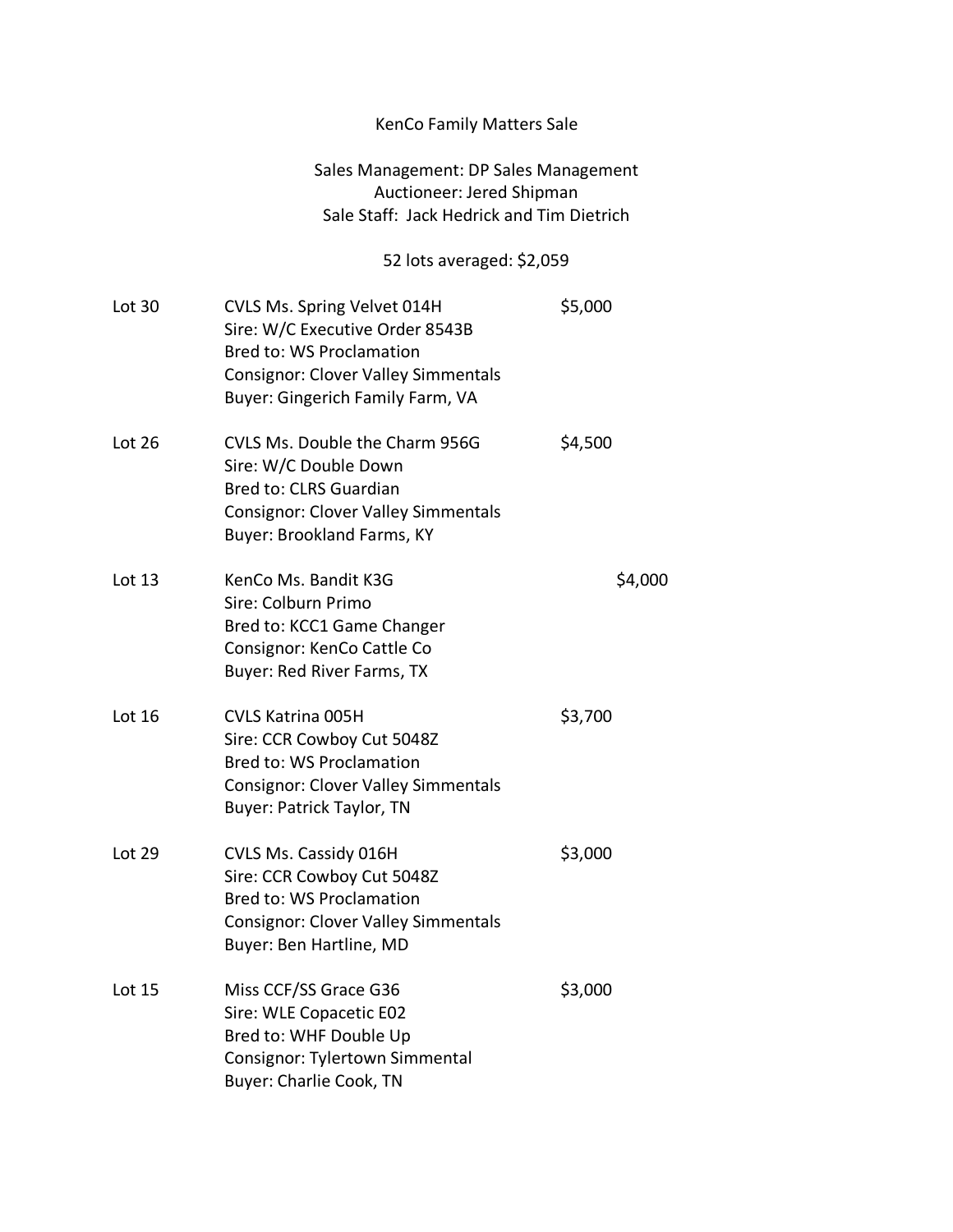KenCo Family Matters Sale

Sales Management: DP Sales Management
Auctioneer: Jered Shipman
Sale Staff: Jack Hedrick and Tim Dietrich

52 lots averaged: $2,059

Lot 30 CVLS Ms. Spring Velvet 014H $5,000
Sire: W/C Executive Order 8543B
Bred to: WS Proclamation
Consignor: Clover Valley Simmentals
Buyer: Gingerich Family Farm, VA

Lot 26 CVLS Ms. Double the Charm 956G $4,500
Sire: W/C Double Down
Bred to: CLRS Guardian
Consignor: Clover Valley Simmentals
Buyer: Brookland Farms, KY

Lot 13 KenCo Ms. Bandit K3G $4,000
Sire: Colburn Primo
Bred to: KCC1 Game Changer
Consignor: KenCo Cattle Co
Buyer: Red River Farms, TX

Lot 16 CVLS Katrina 005H $3,700
Sire: CCR Cowboy Cut 5048Z
Bred to: WS Proclamation
Consignor: Clover Valley Simmentals
Buyer: Patrick Taylor, TN

Lot 29 CVLS Ms. Cassidy 016H $3,000
Sire: CCR Cowboy Cut 5048Z
Bred to: WS Proclamation
Consignor: Clover Valley Simmentals
Buyer: Ben Hartline, MD

Lot 15 Miss CCF/SS Grace G36 $3,000
Sire: WLE Copacetic E02
Bred to: WHF Double Up
Consignor: Tylertown Simmental
Buyer: Charlie Cook, TN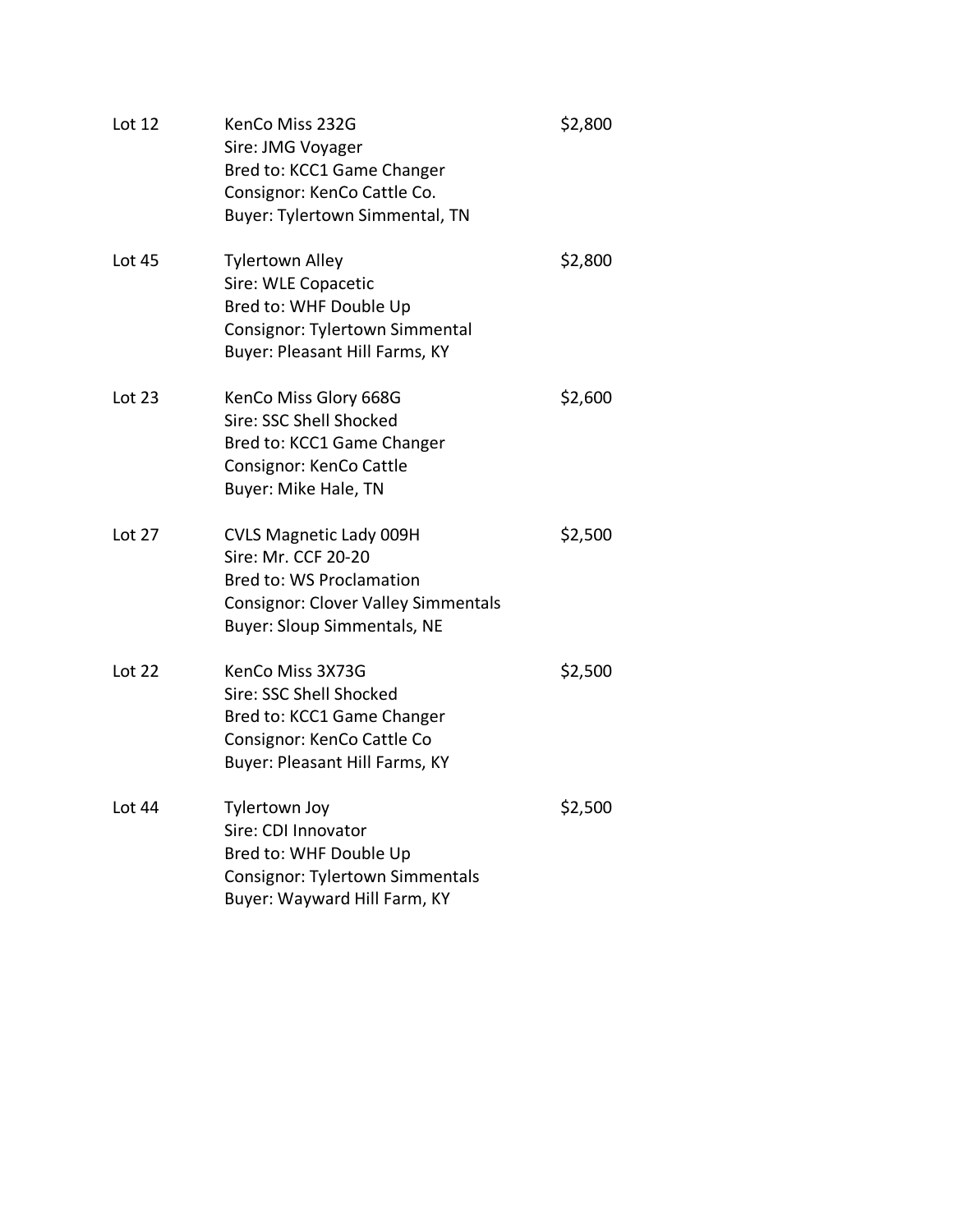| | | |
|---|---|---|
| Lot 12 | KenCo Miss 232G<br>Sire: JMG Voyager<br>Bred to: KCC1 Game Changer<br>Consignor: KenCo Cattle Co.<br>Buyer: Tylertown Simmental, TN | $2,800 |
| Lot 45 | Tylertown Alley<br>Sire: WLE Copacetic<br>Bred to: WHF Double Up<br>Consignor: Tylertown Simmental<br>Buyer: Pleasant Hill Farms, KY | $2,800 |
| Lot 23 | KenCo Miss Glory 668G<br>Sire: SSC Shell Shocked<br>Bred to: KCC1 Game Changer<br>Consignor: KenCo Cattle<br>Buyer: Mike Hale, TN | $2,600 |
| Lot 27 | CVLS Magnetic Lady 009H<br>Sire: Mr. CCF 20-20<br>Bred to: WS Proclamation<br>Consignor: Clover Valley Simmentals<br>Buyer: Sloup Simmentals, NE | $2,500 |
| Lot 22 | KenCo Miss 3X73G<br>Sire: SSC Shell Shocked<br>Bred to: KCC1 Game Changer<br>Consignor: KenCo Cattle Co<br>Buyer: Pleasant Hill Farms, KY | $2,500 |
| Lot 44 | Tylertown Joy<br>Sire: CDI Innovator<br>Bred to: WHF Double Up<br>Consignor: Tylertown Simmentals<br>Buyer: Wayward Hill Farm, KY | $2,500 |